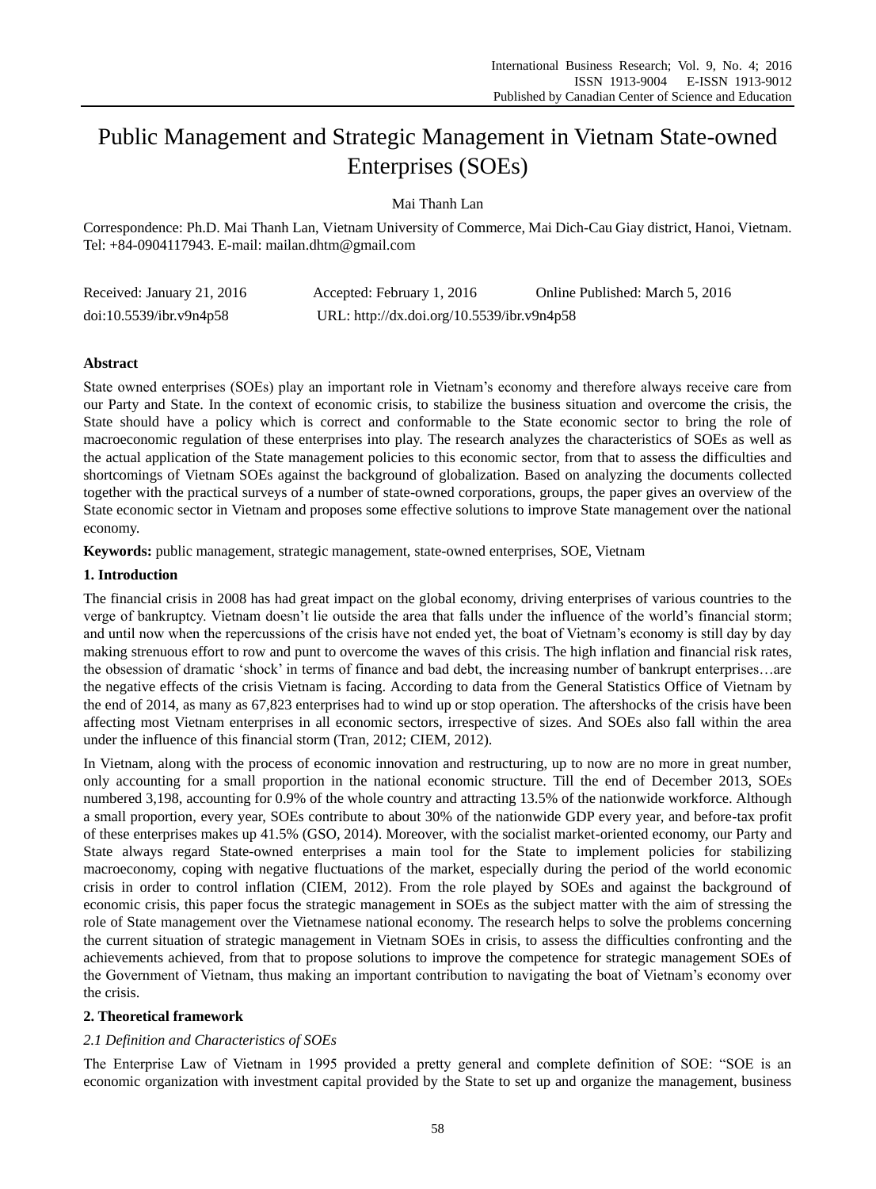# Public Management and Strategic Management in Vietnam State-owned Enterprises (SOEs)

Mai Thanh Lan

Correspondence: Ph.D. Mai Thanh Lan, Vietnam University of Commerce, Mai Dich-Cau Giay district, Hanoi, Vietnam. Tel: +84-0904117943. E-mail: mailan.dhtm@gmail.com

Received: January 21, 2016 Accepted: February 1, 2016 Online Published: March 5, 2016

doi:10.5539/ibr.v9n4p58 URL: http://dx.doi.org/10.5539/ibr.v9n4p58

**Abstract**

State owned enterprises (SOEs) play an important role in Vietnam's economy and therefore always receive care from our Party and State. In the context of economic crisis, to stabilize the business situation and overcome the crisis, the State should have a policy which is correct and conformable to the State economic sector to bring the role of macroeconomic regulation of these enterprises into play. The research analyzes the characteristics of SOEs as well as the actual application of the State management policies to this economic sector, from that to assess the difficulties and shortcomings of Vietnam SOEs against the background of globalization. Based on analyzing the documents collected together with the practical surveys of a number of state-owned corporations, groups, the paper gives an overview of the State economic sector in Vietnam and proposes some effective solutions to improve State management over the national economy.

**Keywords:** public management, strategic management, state-owned enterprises, SOE, Vietnam

## 1. Introduction

The financial crisis in 2008 has had great impact on the global economy, driving enterprises of various countries to the verge of bankruptcy. Vietnam doesn't lie outside the area that falls under the influence of the world's financial storm; and until now when the repercussions of the crisis have not ended yet, the boat of Vietnam's economy is still day by day making strenuous effort to row and punt to overcome the waves of this crisis. The high inflation and financial risk rates, the obsession of dramatic 'shock' in terms of finance and bad debt, the increasing number of bankrupt enterprises…are the negative effects of the crisis Vietnam is facing. According to data from the General Statistics Office of Vietnam by the end of 2014, as many as 67,823 enterprises had to wind up or stop operation. The aftershocks of the crisis have been affecting most Vietnam enterprises in all economic sectors, irrespective of sizes. And SOEs also fall within the area under the influence of this financial storm (Tran, 2012; CIEM, 2012).

In Vietnam, along with the process of economic innovation and restructuring, up to now are no more in great number, only accounting for a small proportion in the national economic structure. Till the end of December 2013, SOEs numbered 3,198, accounting for 0.9% of the whole country and attracting 13.5% of the nationwide workforce. Although a small proportion, every year, SOEs contribute to about 30% of the nationwide GDP every year, and before-tax profit of these enterprises makes up 41.5% (GSO, 2014). Moreover, with the socialist market-oriented economy, our Party and State always regard State-owned enterprises a main tool for the State to implement policies for stabilizing macroeconomy, coping with negative fluctuations of the market, especially during the period of the world economic crisis in order to control inflation (CIEM, 2012). From the role played by SOEs and against the background of economic crisis, this paper focus the strategic management in SOEs as the subject matter with the aim of stressing the role of State management over the Vietnamese national economy. The research helps to solve the problems concerning the current situation of strategic management in Vietnam SOEs in crisis, to assess the difficulties confronting and the achievements achieved, from that to propose solutions to improve the competence for strategic management SOEs of the Government of Vietnam, thus making an important contribution to navigating the boat of Vietnam's economy over the crisis.

## 2. Theoretical framework

### *2.1 Definition and Characteristics of SOEs*

The Enterprise Law of Vietnam in 1995 provided a pretty general and complete definition of SOE: "SOE is an economic organization with investment capital provided by the State to set up and organize the management, business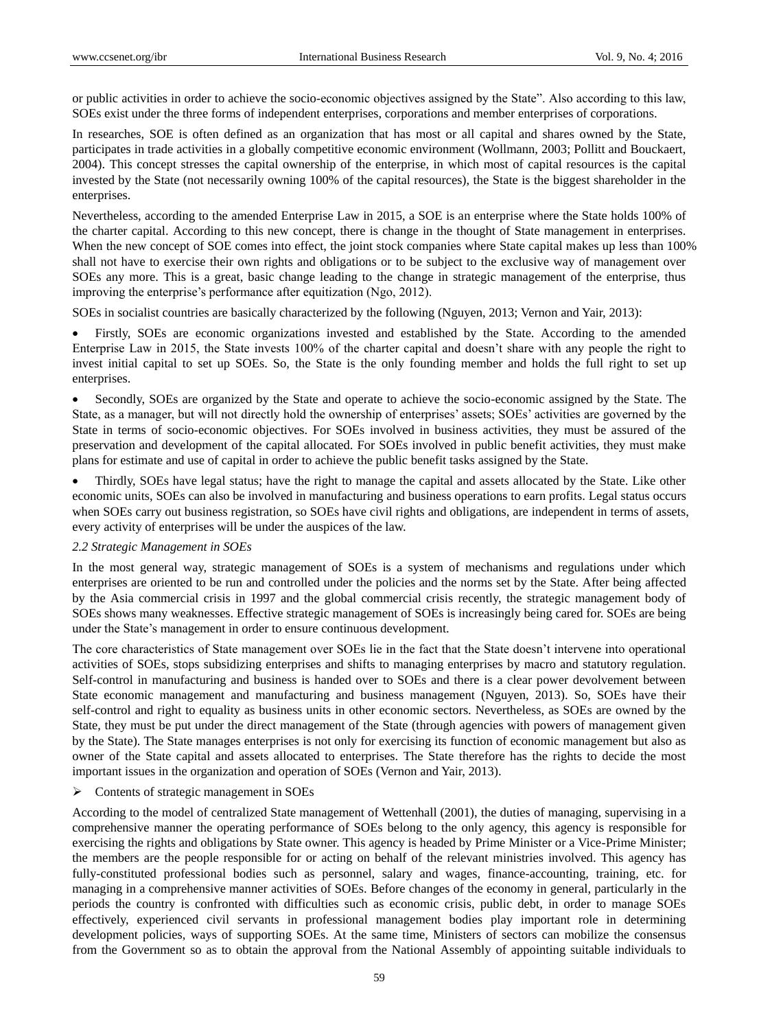or public activities in order to achieve the socio-economic objectives assigned by the State". Also according to this law, SOEs exist under the three forms of independent enterprises, corporations and member enterprises of corporations.

In researches, SOE is often defined as an organization that has most or all capital and shares owned by the State, participates in trade activities in a globally competitive economic environment (Wollmann, 2003; Pollitt and Bouckaert, 2004). This concept stresses the capital ownership of the enterprise, in which most of capital resources is the capital invested by the State (not necessarily owning 100% of the capital resources), the State is the biggest shareholder in the enterprises.

Nevertheless, according to the amended Enterprise Law in 2015, a SOE is an enterprise where the State holds 100% of the charter capital. According to this new concept, there is change in the thought of State management in enterprises. When the new concept of SOE comes into effect, the joint stock companies where State capital makes up less than 100% shall not have to exercise their own rights and obligations or to be subject to the exclusive way of management over SOEs any more. This is a great, basic change leading to the change in strategic management of the enterprise, thus improving the enterprise's performance after equitization (Ngo, 2012).

SOEs in socialist countries are basically characterized by the following (Nguyen, 2013; Vernon and Yair, 2013):

- Firstly, SOEs are economic organizations invested and established by the State. According to the amended Enterprise Law in 2015, the State invests 100% of the charter capital and doesn't share with any people the right to invest initial capital to set up SOEs. So, the State is the only founding member and holds the full right to set up enterprises.
- Secondly, SOEs are organized by the State and operate to achieve the socio-economic assigned by the State. The State, as a manager, but will not directly hold the ownership of enterprises' assets; SOEs' activities are governed by the State in terms of socio-economic objectives. For SOEs involved in business activities, they must be assured of the preservation and development of the capital allocated. For SOEs involved in public benefit activities, they must make plans for estimate and use of capital in order to achieve the public benefit tasks assigned by the State.
- Thirdly, SOEs have legal status; have the right to manage the capital and assets allocated by the State. Like other economic units, SOEs can also be involved in manufacturing and business operations to earn profits. Legal status occurs when SOEs carry out business registration, so SOEs have civil rights and obligations, are independent in terms of assets, every activity of enterprises will be under the auspices of the law.

### *2.2 Strategic Management in SOEs*

In the most general way, strategic management of SOEs is a system of mechanisms and regulations under which enterprises are oriented to be run and controlled under the policies and the norms set by the State. After being affected by the Asia commercial crisis in 1997 and the global commercial crisis recently, the strategic management body of SOEs shows many weaknesses. Effective strategic management of SOEs is increasingly being cared for. SOEs are being under the State's management in order to ensure continuous development.

The core characteristics of State management over SOEs lie in the fact that the State doesn't intervene into operational activities of SOEs, stops subsidizing enterprises and shifts to managing enterprises by macro and statutory regulation. Self-control in manufacturing and business is handed over to SOEs and there is a clear power devolvement between State economic management and manufacturing and business management (Nguyen, 2013). So, SOEs have their self-control and right to equality as business units in other economic sectors. Nevertheless, as SOEs are owned by the State, they must be put under the direct management of the State (through agencies with powers of management given by the State). The State manages enterprises is not only for exercising its function of economic management but also as owner of the State capital and assets allocated to enterprises. The State therefore has the rights to decide the most important issues in the organization and operation of SOEs (Vernon and Yair, 2013).

- Contents of strategic management in SOEs

According to the model of centralized State management of Wettenhall (2001), the duties of managing, supervising in a comprehensive manner the operating performance of SOEs belong to the only agency, this agency is responsible for exercising the rights and obligations by State owner. This agency is headed by Prime Minister or a Vice-Prime Minister; the members are the people responsible for or acting on behalf of the relevant ministries involved. This agency has fully-constituted professional bodies such as personnel, salary and wages, finance-accounting, training, etc. for managing in a comprehensive manner activities of SOEs. Before changes of the economy in general, particularly in the periods the country is confronted with difficulties such as economic crisis, public debt, in order to manage SOEs effectively, experienced civil servants in professional management bodies play important role in determining development policies, ways of supporting SOEs. At the same time, Ministers of sectors can mobilize the consensus from the Government so as to obtain the approval from the National Assembly of appointing suitable individuals to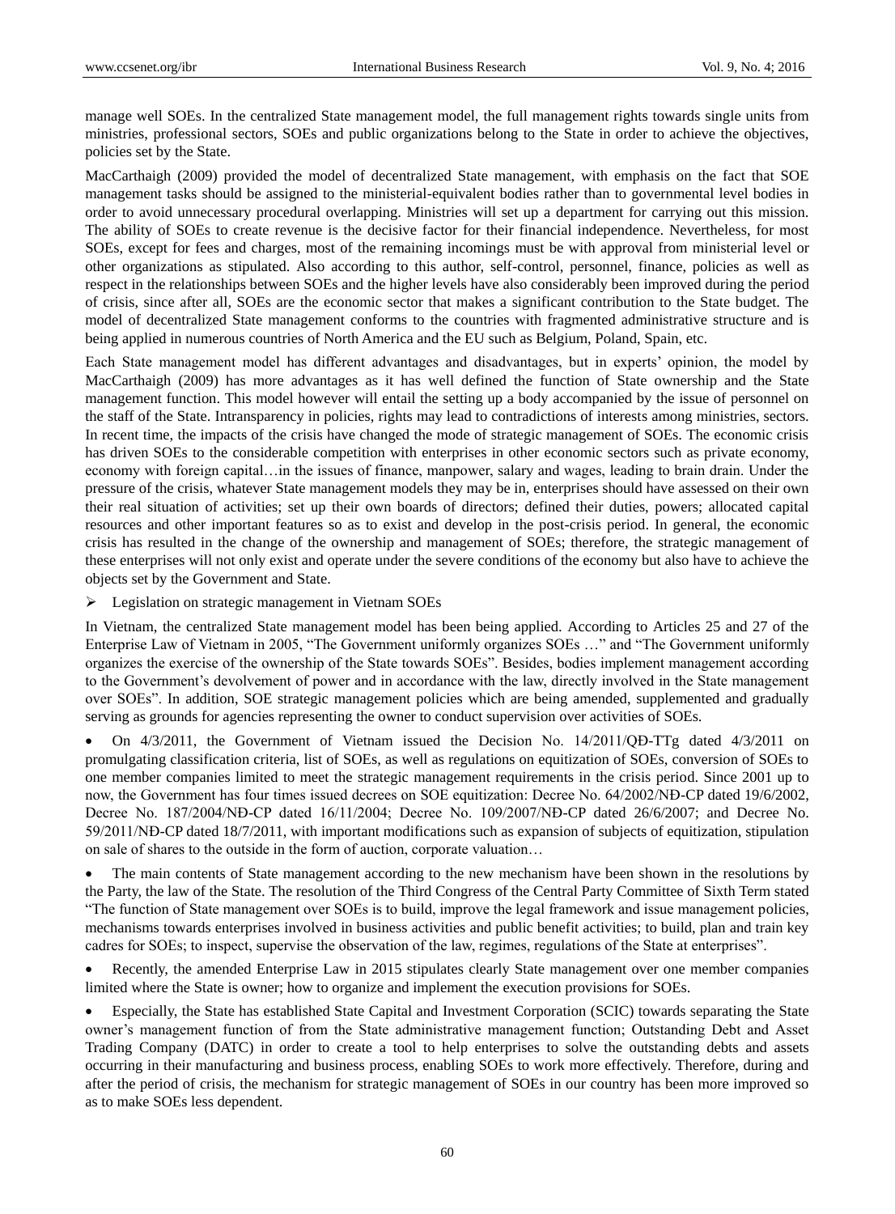manage well SOEs. In the centralized State management model, the full management rights towards single units from ministries, professional sectors, SOEs and public organizations belong to the State in order to achieve the objectives, policies set by the State.

MacCarthaigh (2009) provided the model of decentralized State management, with emphasis on the fact that SOE management tasks should be assigned to the ministerial-equivalent bodies rather than to governmental level bodies in order to avoid unnecessary procedural overlapping. Ministries will set up a department for carrying out this mission. The ability of SOEs to create revenue is the decisive factor for their financial independence. Nevertheless, for most SOEs, except for fees and charges, most of the remaining incomings must be with approval from ministerial level or other organizations as stipulated. Also according to this author, self-control, personnel, finance, policies as well as respect in the relationships between SOEs and the higher levels have also considerably been improved during the period of crisis, since after all, SOEs are the economic sector that makes a significant contribution to the State budget. The model of decentralized State management conforms to the countries with fragmented administrative structure and is being applied in numerous countries of North America and the EU such as Belgium, Poland, Spain, etc.

Each State management model has different advantages and disadvantages, but in experts' opinion, the model by MacCarthaigh (2009) has more advantages as it has well defined the function of State ownership and the State management function. This model however will entail the setting up a body accompanied by the issue of personnel on the staff of the State. Intransparency in policies, rights may lead to contradictions of interests among ministries, sectors. In recent time, the impacts of the crisis have changed the mode of strategic management of SOEs. The economic crisis has driven SOEs to the considerable competition with enterprises in other economic sectors such as private economy, economy with foreign capital…in the issues of finance, manpower, salary and wages, leading to brain drain. Under the pressure of the crisis, whatever State management models they may be in, enterprises should have assessed on their own their real situation of activities; set up their own boards of directors; defined their duties, powers; allocated capital resources and other important features so as to exist and develop in the post-crisis period. In general, the economic crisis has resulted in the change of the ownership and management of SOEs; therefore, the strategic management of these enterprises will not only exist and operate under the severe conditions of the economy but also have to achieve the objects set by the Government and State.

➢ Legislation on strategic management in Vietnam SOEs

In Vietnam, the centralized State management model has been being applied. According to Articles 25 and 27 of the Enterprise Law of Vietnam in 2005, "The Government uniformly organizes SOEs …" and "The Government uniformly organizes the exercise of the ownership of the State towards SOEs". Besides, bodies implement management according to the Government's devolvement of power and in accordance with the law, directly involved in the State management over SOEs". In addition, SOE strategic management policies which are being amended, supplemented and gradually serving as grounds for agencies representing the owner to conduct supervision over activities of SOEs.

- On 4/3/2011, the Government of Vietnam issued the Decision No. 14/2011/QĐ-TTg dated 4/3/2011 on promulgating classification criteria, list of SOEs, as well as regulations on equitization of SOEs, conversion of SOEs to one member companies limited to meet the strategic management requirements in the crisis period. Since 2001 up to now, the Government has four times issued decrees on SOE equitization: Decree No. 64/2002/NĐ-CP dated 19/6/2002, Decree No. 187/2004/NĐ-CP dated 16/11/2004; Decree No. 109/2007/NĐ-CP dated 26/6/2007; and Decree No. 59/2011/NĐ-CP dated 18/7/2011, with important modifications such as expansion of subjects of equitization, stipulation on sale of shares to the outside in the form of auction, corporate valuation…

- The main contents of State management according to the new mechanism have been shown in the resolutions by the Party, the law of the State. The resolution of the Third Congress of the Central Party Committee of Sixth Term stated "The function of State management over SOEs is to build, improve the legal framework and issue management policies, mechanisms towards enterprises involved in business activities and public benefit activities; to build, plan and train key cadres for SOEs; to inspect, supervise the observation of the law, regimes, regulations of the State at enterprises".

- Recently, the amended Enterprise Law in 2015 stipulates clearly State management over one member companies limited where the State is owner; how to organize and implement the execution provisions for SOEs.

- Especially, the State has established State Capital and Investment Corporation (SCIC) towards separating the State owner's management function of from the State administrative management function; Outstanding Debt and Asset Trading Company (DATC) in order to create a tool to help enterprises to solve the outstanding debts and assets occurring in their manufacturing and business process, enabling SOEs to work more effectively. Therefore, during and after the period of crisis, the mechanism for strategic management of SOEs in our country has been more improved so as to make SOEs less dependent.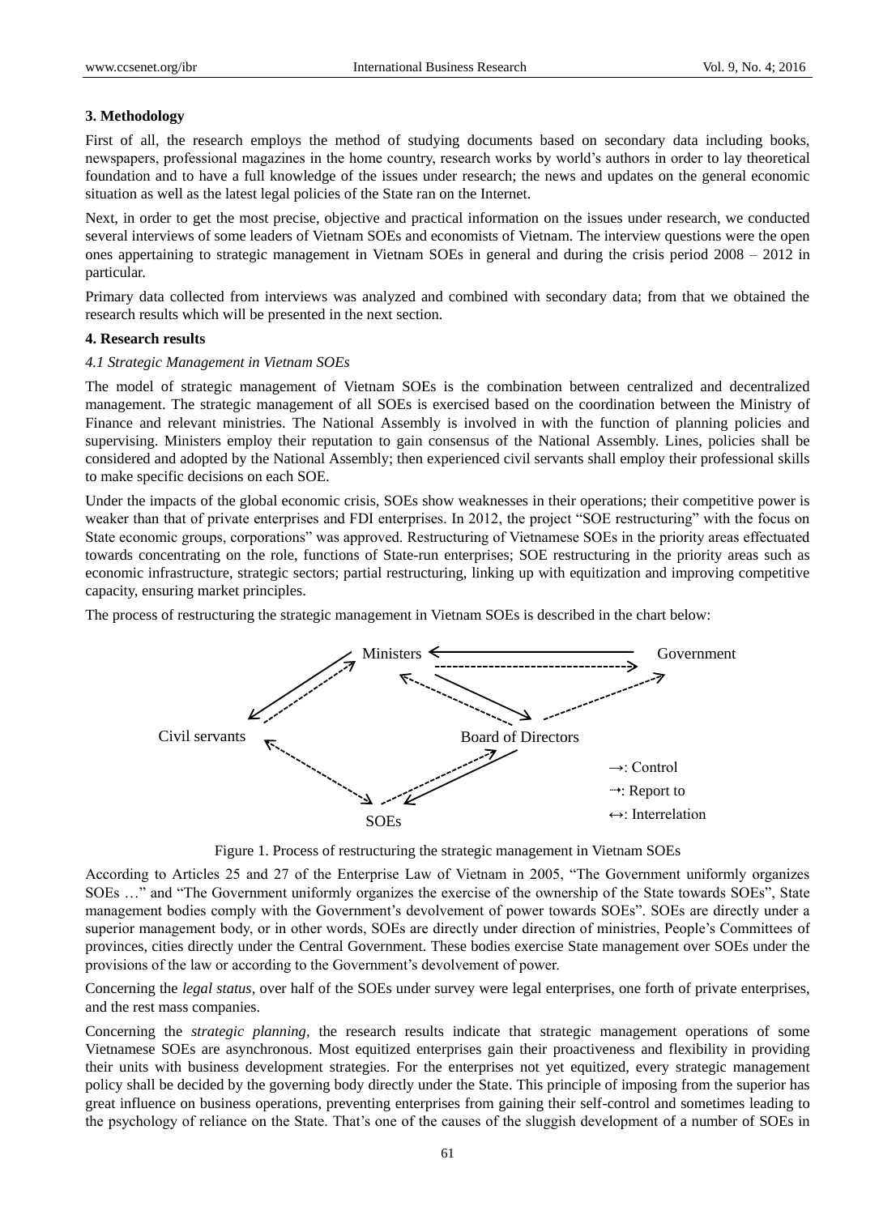### 3. Methodology

First of all, the research employs the method of studying documents based on secondary data including books, newspapers, professional magazines in the home country, research works by world's authors in order to lay theoretical foundation and to have a full knowledge of the issues under research; the news and updates on the general economic situation as well as the latest legal policies of the State ran on the Internet.

Next, in order to get the most precise, objective and practical information on the issues under research, we conducted several interviews of some leaders of Vietnam SOEs and economists of Vietnam. The interview questions were the open ones appertaining to strategic management in Vietnam SOEs in general and during the crisis period 2008 – 2012 in particular.

Primary data collected from interviews was analyzed and combined with secondary data; from that we obtained the research results which will be presented in the next section.

### 4. Research results

#### *4.1 Strategic Management in Vietnam SOEs*

The model of strategic management of Vietnam SOEs is the combination between centralized and decentralized management. The strategic management of all SOEs is exercised based on the coordination between the Ministry of Finance and relevant ministries. The National Assembly is involved in with the function of planning policies and supervising. Ministers employ their reputation to gain consensus of the National Assembly. Lines, policies shall be considered and adopted by the National Assembly; then experienced civil servants shall employ their professional skills to make specific decisions on each SOE.

Under the impacts of the global economic crisis, SOEs show weaknesses in their operations; their competitive power is weaker than that of private enterprises and FDI enterprises. In 2012, the project "SOE restructuring" with the focus on State economic groups, corporations" was approved. Restructuring of Vietnamese SOEs in the priority areas effectuated towards concentrating on the role, functions of State-run enterprises; SOE restructuring in the priority areas such as economic infrastructure, strategic sectors; partial restructuring, linking up with equitization and improving competitive capacity, ensuring market principles.

The process of restructuring the strategic management in Vietnam SOEs is described in the chart below:

Ministers

Government

Civil servants

Board of Directors

SOEs

→: Control

⇢: Report to

↔: Interrelation

Figure 1. Process of restructuring the strategic management in Vietnam SOEs

According to Articles 25 and 27 of the Enterprise Law of Vietnam in 2005, "The Government uniformly organizes SOEs …" and "The Government uniformly organizes the exercise of the ownership of the State towards SOEs", State management bodies comply with the Government's devolvement of power towards SOEs". SOEs are directly under a superior management body, or in other words, SOEs are directly under direction of ministries, People's Committees of provinces, cities directly under the Central Government. These bodies exercise State management over SOEs under the provisions of the law or according to the Government's devolvement of power.

Concerning the *legal status*, over half of the SOEs under survey were legal enterprises, one forth of private enterprises, and the rest mass companies.

Concerning the *strategic planning*, the research results indicate that strategic management operations of some Vietnamese SOEs are asynchronous. Most equitized enterprises gain their proactiveness and flexibility in providing their units with business development strategies. For the enterprises not yet equitized, every strategic management policy shall be decided by the governing body directly under the State. This principle of imposing from the superior has great influence on business operations, preventing enterprises from gaining their self-control and sometimes leading to the psychology of reliance on the State. That's one of the causes of the sluggish development of a number of SOEs in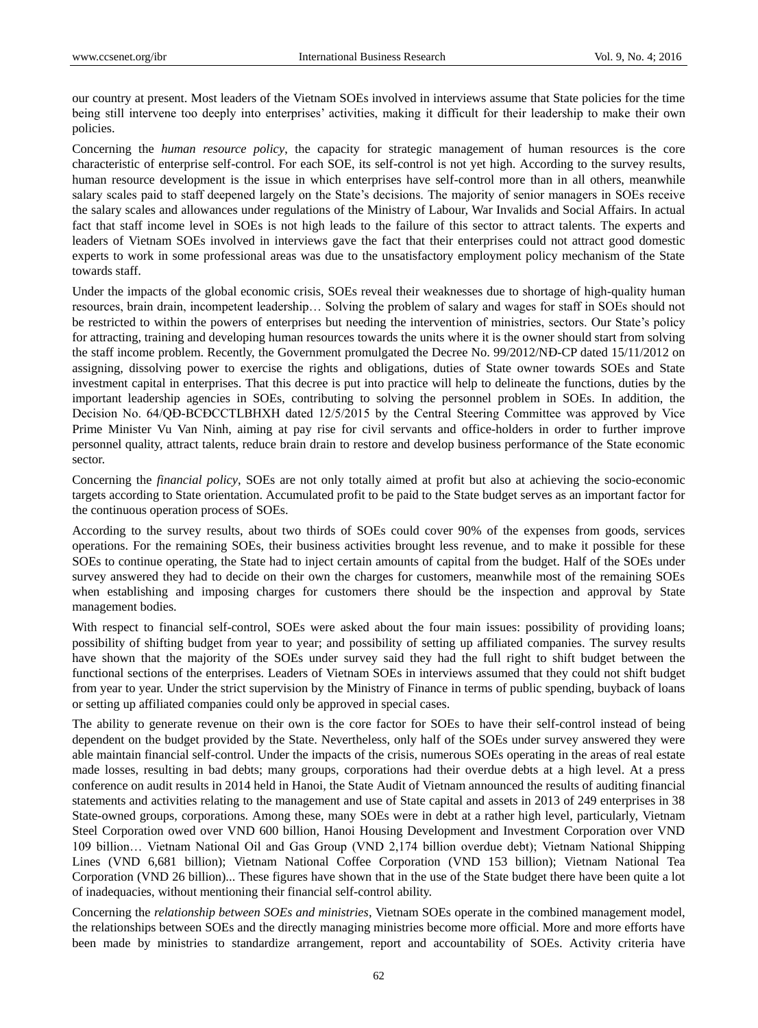our country at present. Most leaders of the Vietnam SOEs involved in interviews assume that State policies for the time being still intervene too deeply into enterprises' activities, making it difficult for their leadership to make their own policies.

Concerning the *human resource policy*, the capacity for strategic management of human resources is the core characteristic of enterprise self-control. For each SOE, its self-control is not yet high. According to the survey results, human resource development is the issue in which enterprises have self-control more than in all others, meanwhile salary scales paid to staff deepened largely on the State's decisions. The majority of senior managers in SOEs receive the salary scales and allowances under regulations of the Ministry of Labour, War Invalids and Social Affairs. In actual fact that staff income level in SOEs is not high leads to the failure of this sector to attract talents. The experts and leaders of Vietnam SOEs involved in interviews gave the fact that their enterprises could not attract good domestic experts to work in some professional areas was due to the unsatisfactory employment policy mechanism of the State towards staff.

Under the impacts of the global economic crisis, SOEs reveal their weaknesses due to shortage of high-quality human resources, brain drain, incompetent leadership… Solving the problem of salary and wages for staff in SOEs should not be restricted to within the powers of enterprises but needing the intervention of ministries, sectors. Our State's policy for attracting, training and developing human resources towards the units where it is the owner should start from solving the staff income problem. Recently, the Government promulgated the Decree No. 99/2012/NĐ-CP dated 15/11/2012 on assigning, dissolving power to exercise the rights and obligations, duties of State owner towards SOEs and State investment capital in enterprises. That this decree is put into practice will help to delineate the functions, duties by the important leadership agencies in SOEs, contributing to solving the personnel problem in SOEs. In addition, the Decision No. 64/QĐ-BCĐCCTLBHXH dated 12/5/2015 by the Central Steering Committee was approved by Vice Prime Minister Vu Van Ninh, aiming at pay rise for civil servants and office-holders in order to further improve personnel quality, attract talents, reduce brain drain to restore and develop business performance of the State economic sector.

Concerning the *financial policy*, SOEs are not only totally aimed at profit but also at achieving the socio-economic targets according to State orientation. Accumulated profit to be paid to the State budget serves as an important factor for the continuous operation process of SOEs.

According to the survey results, about two thirds of SOEs could cover 90% of the expenses from goods, services operations. For the remaining SOEs, their business activities brought less revenue, and to make it possible for these SOEs to continue operating, the State had to inject certain amounts of capital from the budget. Half of the SOEs under survey answered they had to decide on their own the charges for customers, meanwhile most of the remaining SOEs when establishing and imposing charges for customers there should be the inspection and approval by State management bodies.

With respect to financial self-control, SOEs were asked about the four main issues: possibility of providing loans; possibility of shifting budget from year to year; and possibility of setting up affiliated companies. The survey results have shown that the majority of the SOEs under survey said they had the full right to shift budget between the functional sections of the enterprises. Leaders of Vietnam SOEs in interviews assumed that they could not shift budget from year to year. Under the strict supervision by the Ministry of Finance in terms of public spending, buyback of loans or setting up affiliated companies could only be approved in special cases.

The ability to generate revenue on their own is the core factor for SOEs to have their self-control instead of being dependent on the budget provided by the State. Nevertheless, only half of the SOEs under survey answered they were able maintain financial self-control. Under the impacts of the crisis, numerous SOEs operating in the areas of real estate made losses, resulting in bad debts; many groups, corporations had their overdue debts at a high level. At a press conference on audit results in 2014 held in Hanoi, the State Audit of Vietnam announced the results of auditing financial statements and activities relating to the management and use of State capital and assets in 2013 of 249 enterprises in 38 State-owned groups, corporations. Among these, many SOEs were in debt at a rather high level, particularly, Vietnam Steel Corporation owed over VND 600 billion, Hanoi Housing Development and Investment Corporation over VND 109 billion… Vietnam National Oil and Gas Group (VND 2,174 billion overdue debt); Vietnam National Shipping Lines (VND 6,681 billion); Vietnam National Coffee Corporation (VND 153 billion); Vietnam National Tea Corporation (VND 26 billion)... These figures have shown that in the use of the State budget there have been quite a lot of inadequacies, without mentioning their financial self-control ability.

Concerning the *relationship between SOEs and ministries*, Vietnam SOEs operate in the combined management model, the relationships between SOEs and the directly managing ministries become more official. More and more efforts have been made by ministries to standardize arrangement, report and accountability of SOEs. Activity criteria have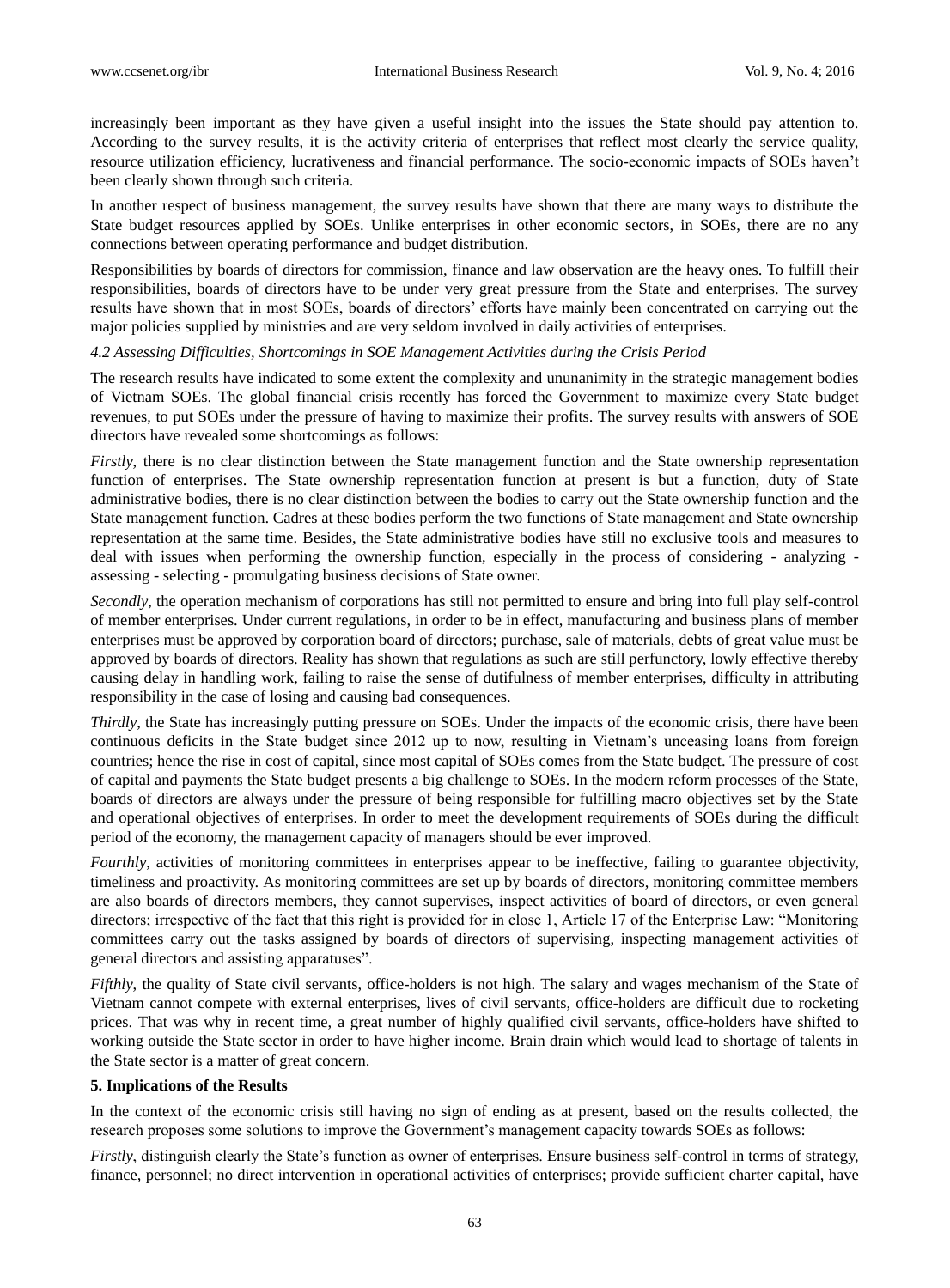increasingly been important as they have given a useful insight into the issues the State should pay attention to. According to the survey results, it is the activity criteria of enterprises that reflect most clearly the service quality, resource utilization efficiency, lucrativeness and financial performance. The socio-economic impacts of SOEs haven't been clearly shown through such criteria.

In another respect of business management, the survey results have shown that there are many ways to distribute the State budget resources applied by SOEs. Unlike enterprises in other economic sectors, in SOEs, there are no any connections between operating performance and budget distribution.

Responsibilities by boards of directors for commission, finance and law observation are the heavy ones. To fulfill their responsibilities, boards of directors have to be under very great pressure from the State and enterprises. The survey results have shown that in most SOEs, boards of directors' efforts have mainly been concentrated on carrying out the major policies supplied by ministries and are very seldom involved in daily activities of enterprises.

### *4.2 Assessing Difficulties, Shortcomings in SOE Management Activities during the Crisis Period*

The research results have indicated to some extent the complexity and ununanimity in the strategic management bodies of Vietnam SOEs. The global financial crisis recently has forced the Government to maximize every State budget revenues, to put SOEs under the pressure of having to maximize their profits. The survey results with answers of SOE directors have revealed some shortcomings as follows:

*Firstly*, there is no clear distinction between the State management function and the State ownership representation function of enterprises. The State ownership representation function at present is but a function, duty of State administrative bodies, there is no clear distinction between the bodies to carry out the State ownership function and the State management function. Cadres at these bodies perform the two functions of State management and State ownership representation at the same time. Besides, the State administrative bodies have still no exclusive tools and measures to deal with issues when performing the ownership function, especially in the process of considering - analyzing - assessing - selecting - promulgating business decisions of State owner.

*Secondly*, the operation mechanism of corporations has still not permitted to ensure and bring into full play self-control of member enterprises. Under current regulations, in order to be in effect, manufacturing and business plans of member enterprises must be approved by corporation board of directors; purchase, sale of materials, debts of great value must be approved by boards of directors. Reality has shown that regulations as such are still perfunctory, lowly effective thereby causing delay in handling work, failing to raise the sense of dutifulness of member enterprises, difficulty in attributing responsibility in the case of losing and causing bad consequences.

*Thirdly*, the State has increasingly putting pressure on SOEs. Under the impacts of the economic crisis, there have been continuous deficits in the State budget since 2012 up to now, resulting in Vietnam's unceasing loans from foreign countries; hence the rise in cost of capital, since most capital of SOEs comes from the State budget. The pressure of cost of capital and payments the State budget presents a big challenge to SOEs. In the modern reform processes of the State, boards of directors are always under the pressure of being responsible for fulfilling macro objectives set by the State and operational objectives of enterprises. In order to meet the development requirements of SOEs during the difficult period of the economy, the management capacity of managers should be ever improved.

*Fourthly*, activities of monitoring committees in enterprises appear to be ineffective, failing to guarantee objectivity, timeliness and proactivity. As monitoring committees are set up by boards of directors, monitoring committee members are also boards of directors members, they cannot supervises, inspect activities of board of directors, or even general directors; irrespective of the fact that this right is provided for in close 1, Article 17 of the Enterprise Law: "Monitoring committees carry out the tasks assigned by boards of directors of supervising, inspecting management activities of general directors and assisting apparatuses".

*Fifthly*, the quality of State civil servants, office-holders is not high. The salary and wages mechanism of the State of Vietnam cannot compete with external enterprises, lives of civil servants, office-holders are difficult due to rocketing prices. That was why in recent time, a great number of highly qualified civil servants, office-holders have shifted to working outside the State sector in order to have higher income. Brain drain which would lead to shortage of talents in the State sector is a matter of great concern.

## 5. Implications of the Results

In the context of the economic crisis still having no sign of ending as at present, based on the results collected, the research proposes some solutions to improve the Government's management capacity towards SOEs as follows:

*Firstly*, distinguish clearly the State's function as owner of enterprises. Ensure business self-control in terms of strategy, finance, personnel; no direct intervention in operational activities of enterprises; provide sufficient charter capital, have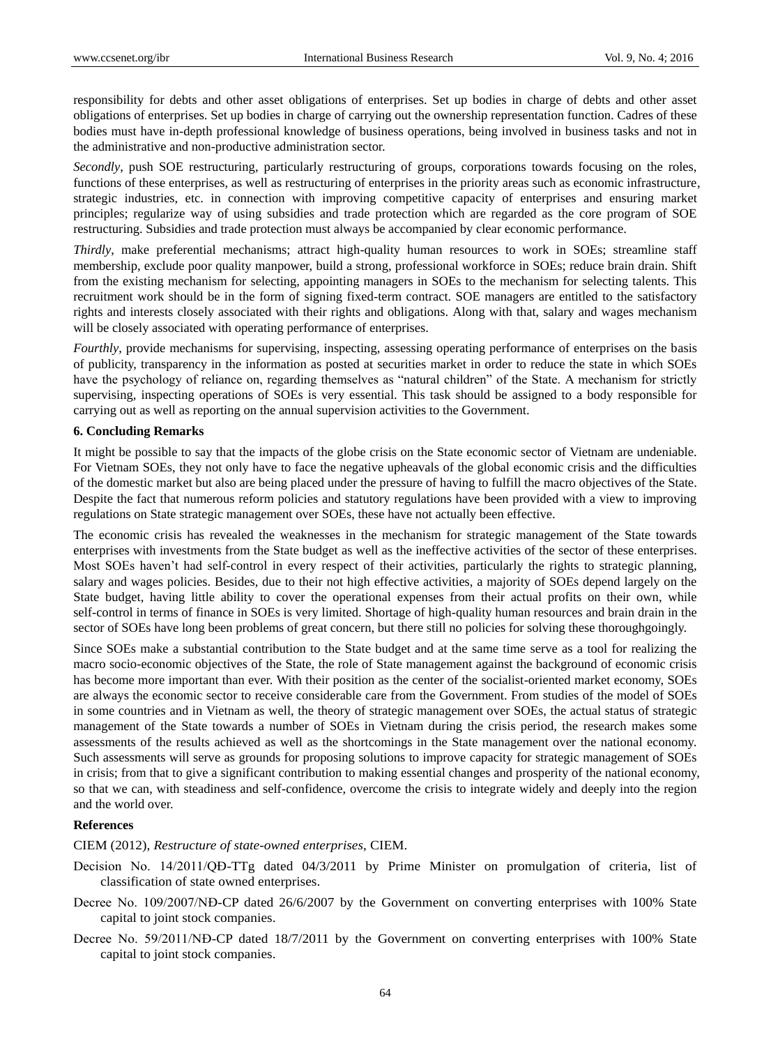responsibility for debts and other asset obligations of enterprises. Set up bodies in charge of debts and other asset obligations of enterprises. Set up bodies in charge of carrying out the ownership representation function. Cadres of these bodies must have in-depth professional knowledge of business operations, being involved in business tasks and not in the administrative and non-productive administration sector.

*Secondly*, push SOE restructuring, particularly restructuring of groups, corporations towards focusing on the roles, functions of these enterprises, as well as restructuring of enterprises in the priority areas such as economic infrastructure, strategic industries, etc. in connection with improving competitive capacity of enterprises and ensuring market principles; regularize way of using subsidies and trade protection which are regarded as the core program of SOE restructuring. Subsidies and trade protection must always be accompanied by clear economic performance.

*Thirdly*, make preferential mechanisms; attract high-quality human resources to work in SOEs; streamline staff membership, exclude poor quality manpower, build a strong, professional workforce in SOEs; reduce brain drain. Shift from the existing mechanism for selecting, appointing managers in SOEs to the mechanism for selecting talents. This recruitment work should be in the form of signing fixed-term contract. SOE managers are entitled to the satisfactory rights and interests closely associated with their rights and obligations. Along with that, salary and wages mechanism will be closely associated with operating performance of enterprises.

*Fourthly*, provide mechanisms for supervising, inspecting, assessing operating performance of enterprises on the basis of publicity, transparency in the information as posted at securities market in order to reduce the state in which SOEs have the psychology of reliance on, regarding themselves as "natural children" of the State. A mechanism for strictly supervising, inspecting operations of SOEs is very essential. This task should be assigned to a body responsible for carrying out as well as reporting on the annual supervision activities to the Government.

## 6. Concluding Remarks

It might be possible to say that the impacts of the globe crisis on the State economic sector of Vietnam are undeniable. For Vietnam SOEs, they not only have to face the negative upheavals of the global economic crisis and the difficulties of the domestic market but also are being placed under the pressure of having to fulfill the macro objectives of the State. Despite the fact that numerous reform policies and statutory regulations have been provided with a view to improving regulations on State strategic management over SOEs, these have not actually been effective.

The economic crisis has revealed the weaknesses in the mechanism for strategic management of the State towards enterprises with investments from the State budget as well as the ineffective activities of the sector of these enterprises. Most SOEs haven't had self-control in every respect of their activities, particularly the rights to strategic planning, salary and wages policies. Besides, due to their not high effective activities, a majority of SOEs depend largely on the State budget, having little ability to cover the operational expenses from their actual profits on their own, while self-control in terms of finance in SOEs is very limited. Shortage of high-quality human resources and brain drain in the sector of SOEs have long been problems of great concern, but there still no policies for solving these thoroughgoingly.

Since SOEs make a substantial contribution to the State budget and at the same time serve as a tool for realizing the macro socio-economic objectives of the State, the role of State management against the background of economic crisis has become more important than ever. With their position as the center of the socialist-oriented market economy, SOEs are always the economic sector to receive considerable care from the Government. From studies of the model of SOEs in some countries and in Vietnam as well, the theory of strategic management over SOEs, the actual status of strategic management of the State towards a number of SOEs in Vietnam during the crisis period, the research makes some assessments of the results achieved as well as the shortcomings in the State management over the national economy. Such assessments will serve as grounds for proposing solutions to improve capacity for strategic management of SOEs in crisis; from that to give a significant contribution to making essential changes and prosperity of the national economy, so that we can, with steadiness and self-confidence, overcome the crisis to integrate widely and deeply into the region and the world over.

## References

CIEM (2012), *Restructure of state-owned enterprises*, CIEM.

Decision No. 14/2011/QĐ-TTg dated 04/3/2011 by Prime Minister on promulgation of criteria, list of classification of state owned enterprises.

Decree No. 109/2007/NĐ-CP dated 26/6/2007 by the Government on converting enterprises with 100% State capital to joint stock companies.

Decree No. 59/2011/NĐ-CP dated 18/7/2011 by the Government on converting enterprises with 100% State capital to joint stock companies.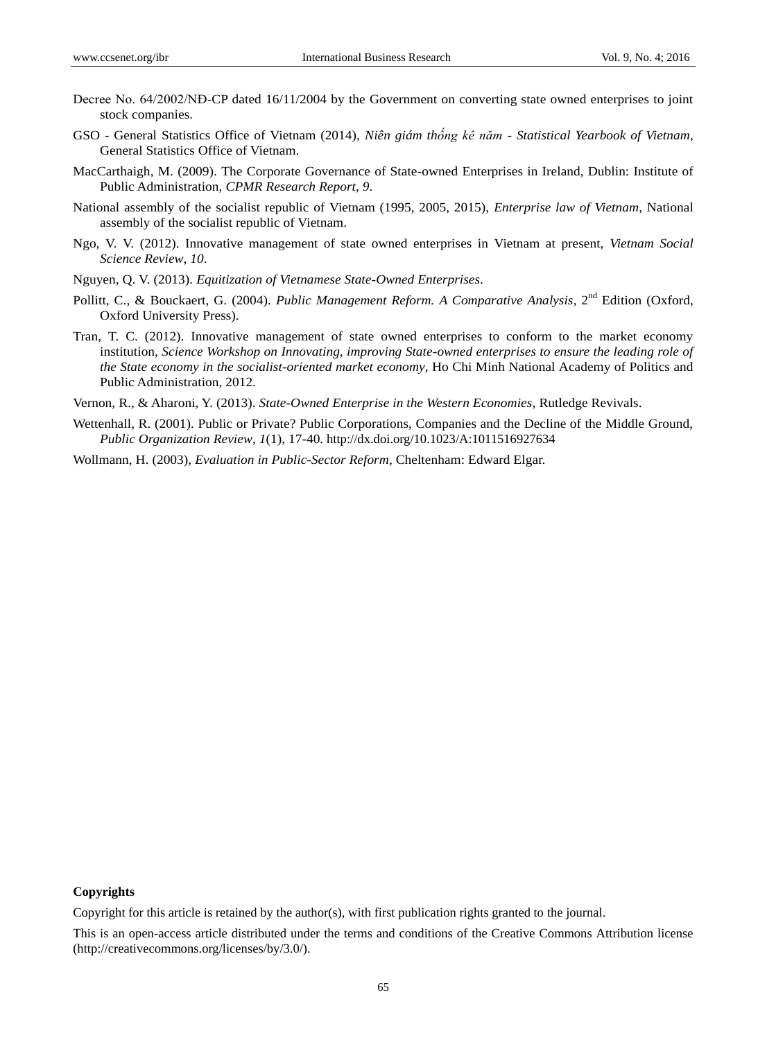Decree No. 64/2002/NĐ-CP dated 16/11/2004 by the Government on converting state owned enterprises to joint stock companies.

GSO - General Statistics Office of Vietnam (2014), *Niên giám thống kê năm - Statistical Yearbook of Vietnam*, General Statistics Office of Vietnam.

MacCarthaigh, M. (2009). The Corporate Governance of State-owned Enterprises in Ireland, Dublin: Institute of Public Administration, *CPMR Research Report*, *9*.

National assembly of the socialist republic of Vietnam (1995, 2005, 2015), *Enterprise law of Vietnam*, National assembly of the socialist republic of Vietnam.

Ngo, V. V. (2012). Innovative management of state owned enterprises in Vietnam at present, *Vietnam Social Science Review*, *10*.

Nguyen, Q. V. (2013). *Equitization of Vietnamese State-Owned Enterprises*.

Pollitt, C., & Bouckaert, G. (2004). *Public Management Reform. A Comparative Analysis*, 2nd Edition (Oxford, Oxford University Press).

Tran, T. C. (2012). Innovative management of state owned enterprises to conform to the market economy institution, *Science Workshop on Innovating, improving State-owned enterprises to ensure the leading role of the State economy in the socialist-oriented market economy*, Ho Chi Minh National Academy of Politics and Public Administration, 2012.

Vernon, R., & Aharoni, Y. (2013). *State-Owned Enterprise in the Western Economies*, Rutledge Revivals.

Wettenhall, R. (2001). Public or Private? Public Corporations, Companies and the Decline of the Middle Ground, *Public Organization Review*, *1*(1), 17-40. http://dx.doi.org/10.1023/A:1011516927634

Wollmann, H. (2003), *Evaluation in Public-Sector Reform*, Cheltenham: Edward Elgar.

**Copyrights**

Copyright for this article is retained by the author(s), with first publication rights granted to the journal.

This is an open-access article distributed under the terms and conditions of the Creative Commons Attribution license (http://creativecommons.org/licenses/by/3.0/).